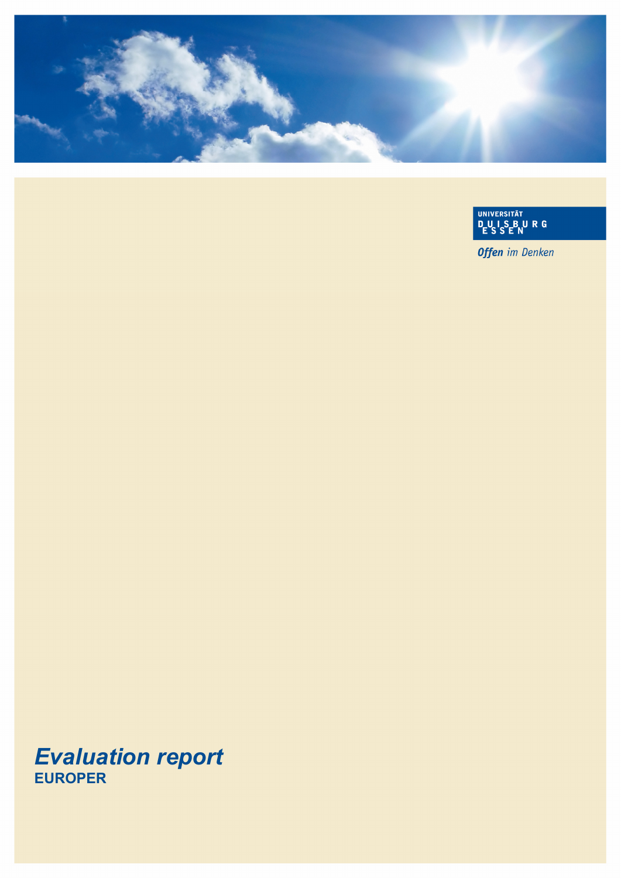UNIVERSITÄT DUISBURG ESSEN

*Offen im Denken*

# *Evaluation report*

**EUROPER**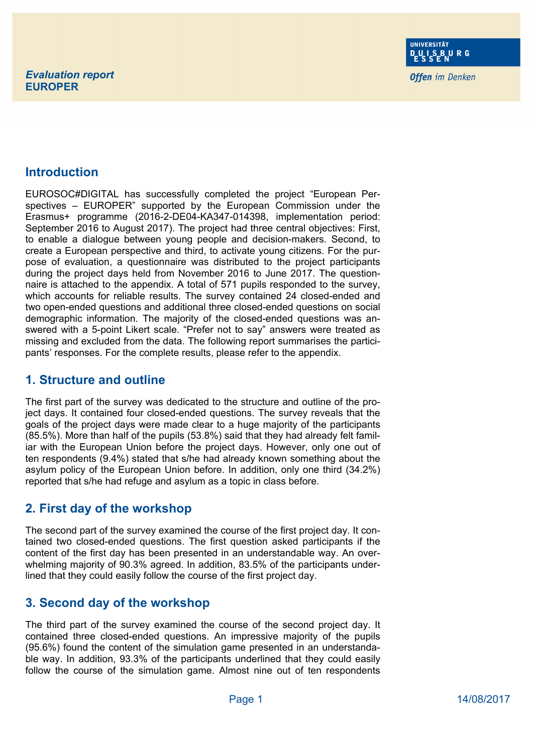*Evaluation report*
**EUROPER**

## Introduction

EUROSOC#DIGITAL has successfully completed the project "European Perspectives – EUROPER" supported by the European Commission under the Erasmus+ programme (2016-2-DE04-KA347-014398, implementation period: September 2016 to August 2017). The project had three central objectives: First, to enable a dialogue between young people and decision-makers. Second, to create a European perspective and third, to activate young citizens. For the purpose of evaluation, a questionnaire was distributed to the project participants during the project days held from November 2016 to June 2017. The questionnaire is attached to the appendix. A total of 571 pupils responded to the survey, which accounts for reliable results. The survey contained 24 closed-ended and two open-ended questions and additional three closed-ended questions on social demographic information. The majority of the closed-ended questions was answered with a 5-point Likert scale. "Prefer not to say" answers were treated as missing and excluded from the data. The following report summarises the participants' responses. For the complete results, please refer to the appendix.

## 1. Structure and outline

The first part of the survey was dedicated to the structure and outline of the project days. It contained four closed-ended questions. The survey reveals that the goals of the project days were made clear to a huge majority of the participants (85.5%). More than half of the pupils (53.8%) said that they had already felt familiar with the European Union before the project days. However, only one out of ten respondents (9.4%) stated that s/he had already known something about the asylum policy of the European Union before. In addition, only one third (34.2%) reported that s/he had refuge and asylum as a topic in class before.

## 2. First day of the workshop

The second part of the survey examined the course of the first project day. It contained two closed-ended questions. The first question asked participants if the content of the first day has been presented in an understandable way. An overwhelming majority of 90.3% agreed. In addition, 83.5% of the participants underlined that they could easily follow the course of the first project day.

## 3. Second day of the workshop

The third part of the survey examined the course of the second project day. It contained three closed-ended questions. An impressive majority of the pupils (95.6%) found the content of the simulation game presented in an understandable way. In addition, 93.3% of the participants underlined that they could easily follow the course of the simulation game. Almost nine out of ten respondents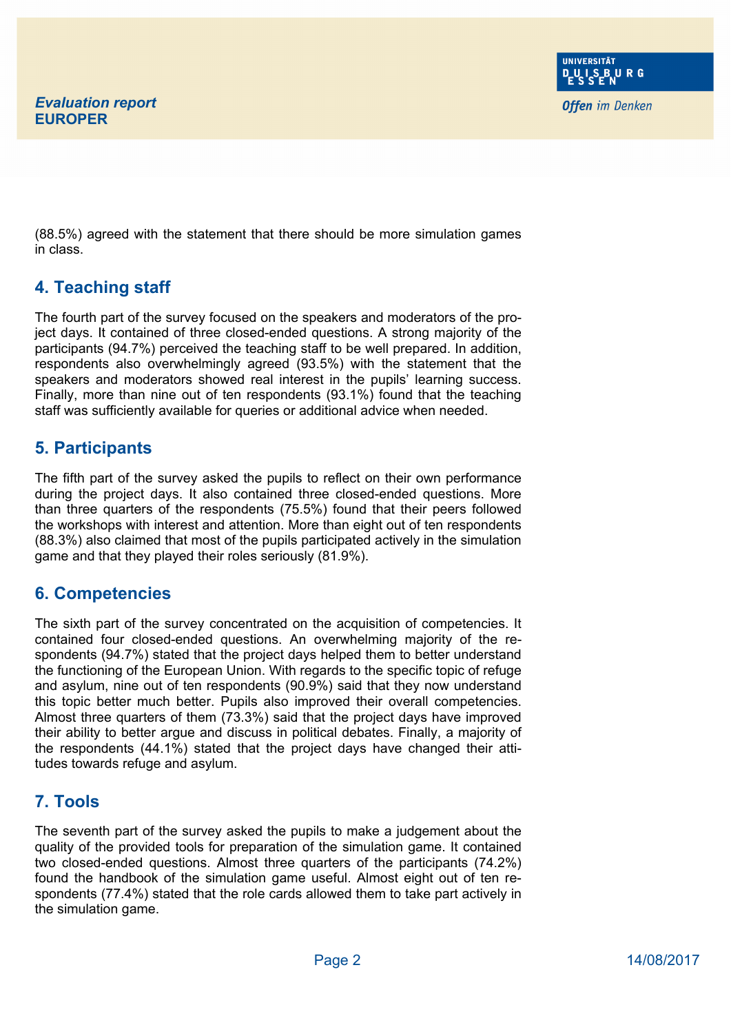(88.5%) agreed with the statement that there should be more simulation games in class.

## 4. Teaching staff

The fourth part of the survey focused on the speakers and moderators of the project days. It contained of three closed-ended questions. A strong majority of the participants (94.7%) perceived the teaching staff to be well prepared. In addition, respondents also overwhelmingly agreed (93.5%) with the statement that the speakers and moderators showed real interest in the pupils' learning success. Finally, more than nine out of ten respondents (93.1%) found that the teaching staff was sufficiently available for queries or additional advice when needed.

## 5. Participants

The fifth part of the survey asked the pupils to reflect on their own performance during the project days. It also contained three closed-ended questions. More than three quarters of the respondents (75.5%) found that their peers followed the workshops with interest and attention. More than eight out of ten respondents (88.3%) also claimed that most of the pupils participated actively in the simulation game and that they played their roles seriously (81.9%).

## 6. Competencies

The sixth part of the survey concentrated on the acquisition of competencies. It contained four closed-ended questions. An overwhelming majority of the respondents (94.7%) stated that the project days helped them to better understand the functioning of the European Union. With regards to the specific topic of refuge and asylum, nine out of ten respondents (90.9%) said that they now understand this topic better much better. Pupils also improved their overall competencies. Almost three quarters of them (73.3%) said that the project days have improved their ability to better argue and discuss in political debates. Finally, a majority of the respondents (44.1%) stated that the project days have changed their attitudes towards refuge and asylum.

## 7. Tools

The seventh part of the survey asked the pupils to make a judgement about the quality of the provided tools for preparation of the simulation game. It contained two closed-ended questions. Almost three quarters of the participants (74.2%) found the handbook of the simulation game useful. Almost eight out of ten respondents (77.4%) stated that the role cards allowed them to take part actively in the simulation game.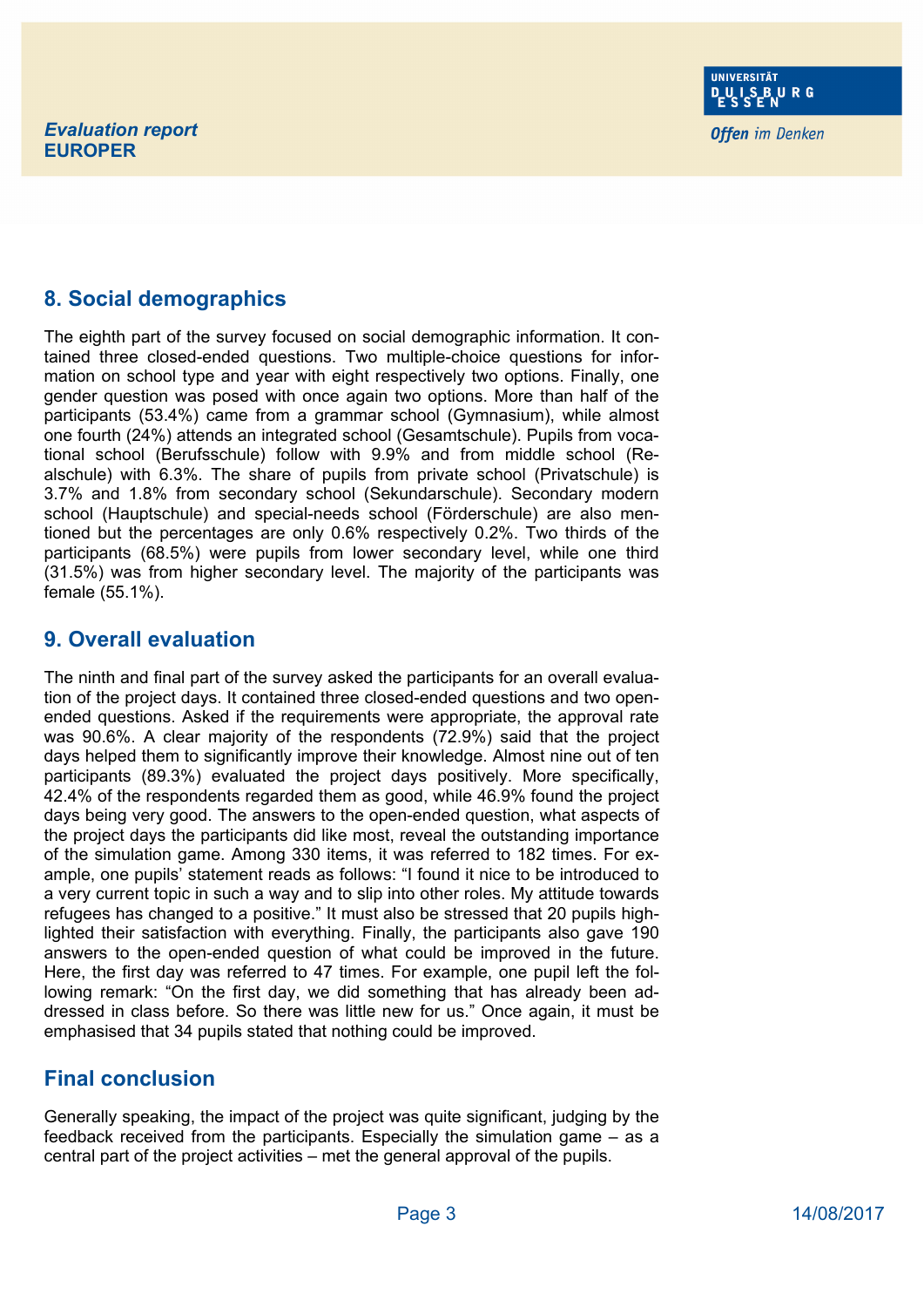## 8. Social demographics

The eighth part of the survey focused on social demographic information. It contained three closed-ended questions. Two multiple-choice questions for information on school type and year with eight respectively two options. Finally, one gender question was posed with once again two options. More than half of the participants (53.4%) came from a grammar school (Gymnasium), while almost one fourth (24%) attends an integrated school (Gesamtschule). Pupils from vocational school (Berufsschule) follow with 9.9% and from middle school (Realschule) with 6.3%. The share of pupils from private school (Privatschule) is 3.7% and 1.8% from secondary school (Sekundarschule). Secondary modern school (Hauptschule) and special-needs school (Förderschule) are also mentioned but the percentages are only 0.6% respectively 0.2%. Two thirds of the participants (68.5%) were pupils from lower secondary level, while one third (31.5%) was from higher secondary level. The majority of the participants was female (55.1%).

## 9. Overall evaluation

The ninth and final part of the survey asked the participants for an overall evaluation of the project days. It contained three closed-ended questions and two open-ended questions. Asked if the requirements were appropriate, the approval rate was 90.6%. A clear majority of the respondents (72.9%) said that the project days helped them to significantly improve their knowledge. Almost nine out of ten participants (89.3%) evaluated the project days positively. More specifically, 42.4% of the respondents regarded them as good, while 46.9% found the project days being very good. The answers to the open-ended question, what aspects of the project days the participants did like most, reveal the outstanding importance of the simulation game. Among 330 items, it was referred to 182 times. For example, one pupils' statement reads as follows: "I found it nice to be introduced to a very current topic in such a way and to slip into other roles. My attitude towards refugees has changed to a positive." It must also be stressed that 20 pupils highlighted their satisfaction with everything. Finally, the participants also gave 190 answers to the open-ended question of what could be improved in the future. Here, the first day was referred to 47 times. For example, one pupil left the following remark: "On the first day, we did something that has already been addressed in class before. So there was little new for us." Once again, it must be emphasised that 34 pupils stated that nothing could be improved.

## Final conclusion

Generally speaking, the impact of the project was quite significant, judging by the feedback received from the participants. Especially the simulation game – as a central part of the project activities – met the general approval of the pupils.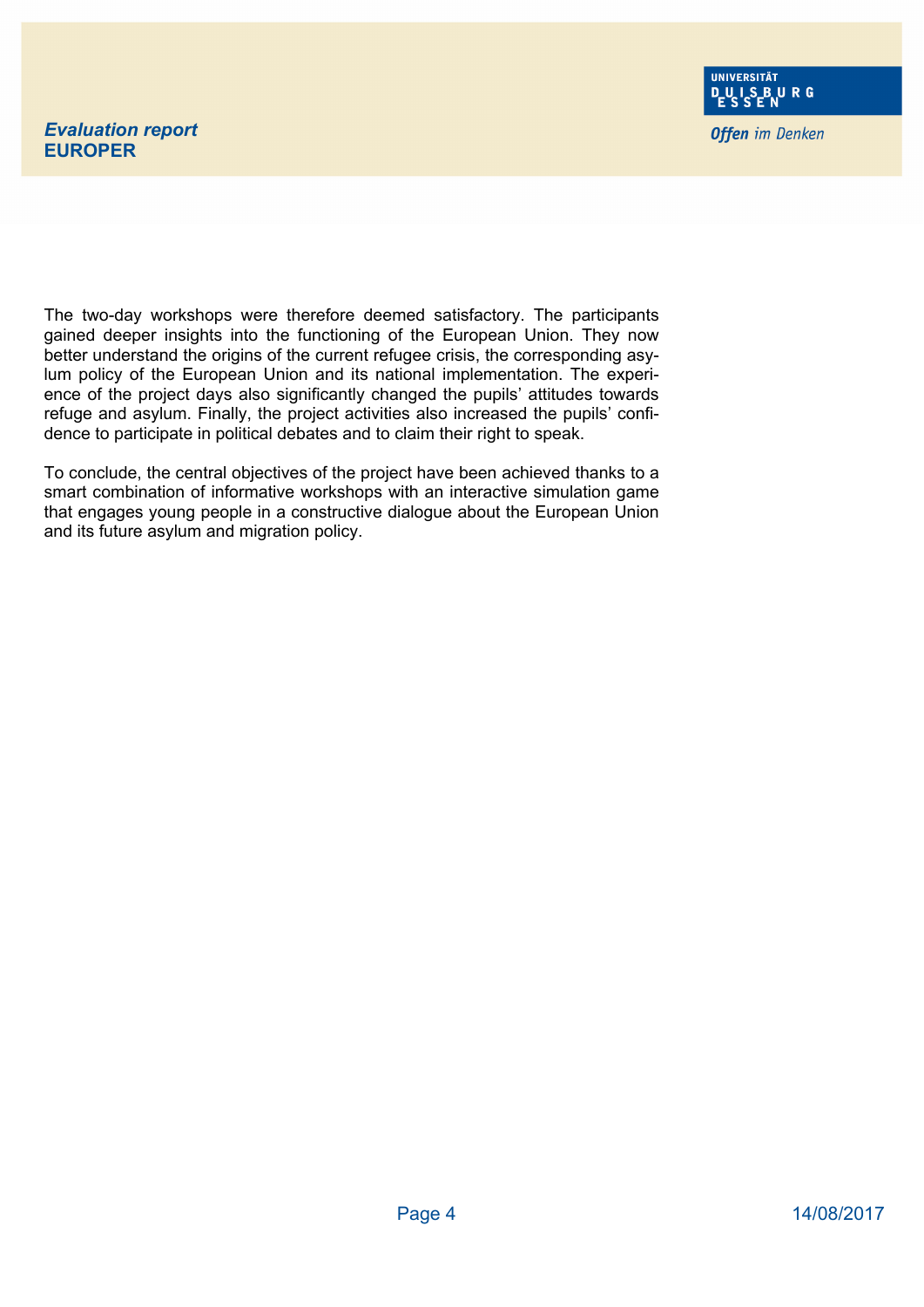The two-day workshops were therefore deemed satisfactory. The participants gained deeper insights into the functioning of the European Union. They now better understand the origins of the current refugee crisis, the corresponding asylum policy of the European Union and its national implementation. The experience of the project days also significantly changed the pupils' attitudes towards refuge and asylum. Finally, the project activities also increased the pupils' confidence to participate in political debates and to claim their right to speak.

To conclude, the central objectives of the project have been achieved thanks to a smart combination of informative workshops with an interactive simulation game that engages young people in a constructive dialogue about the European Union and its future asylum and migration policy.